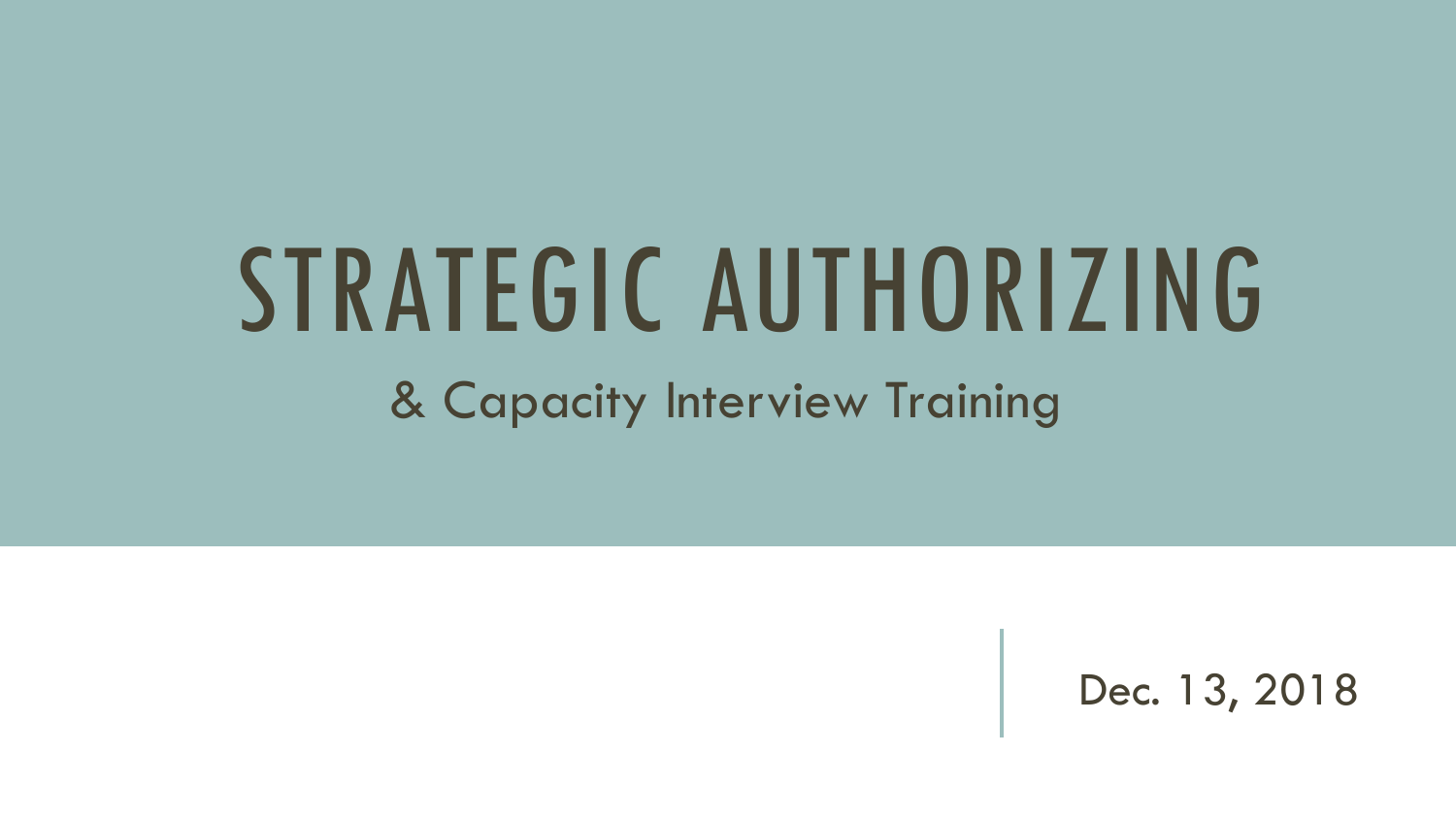# STRATEGIC AUTHORIZING

& Capacity Interview Training

Dec. 13, 2018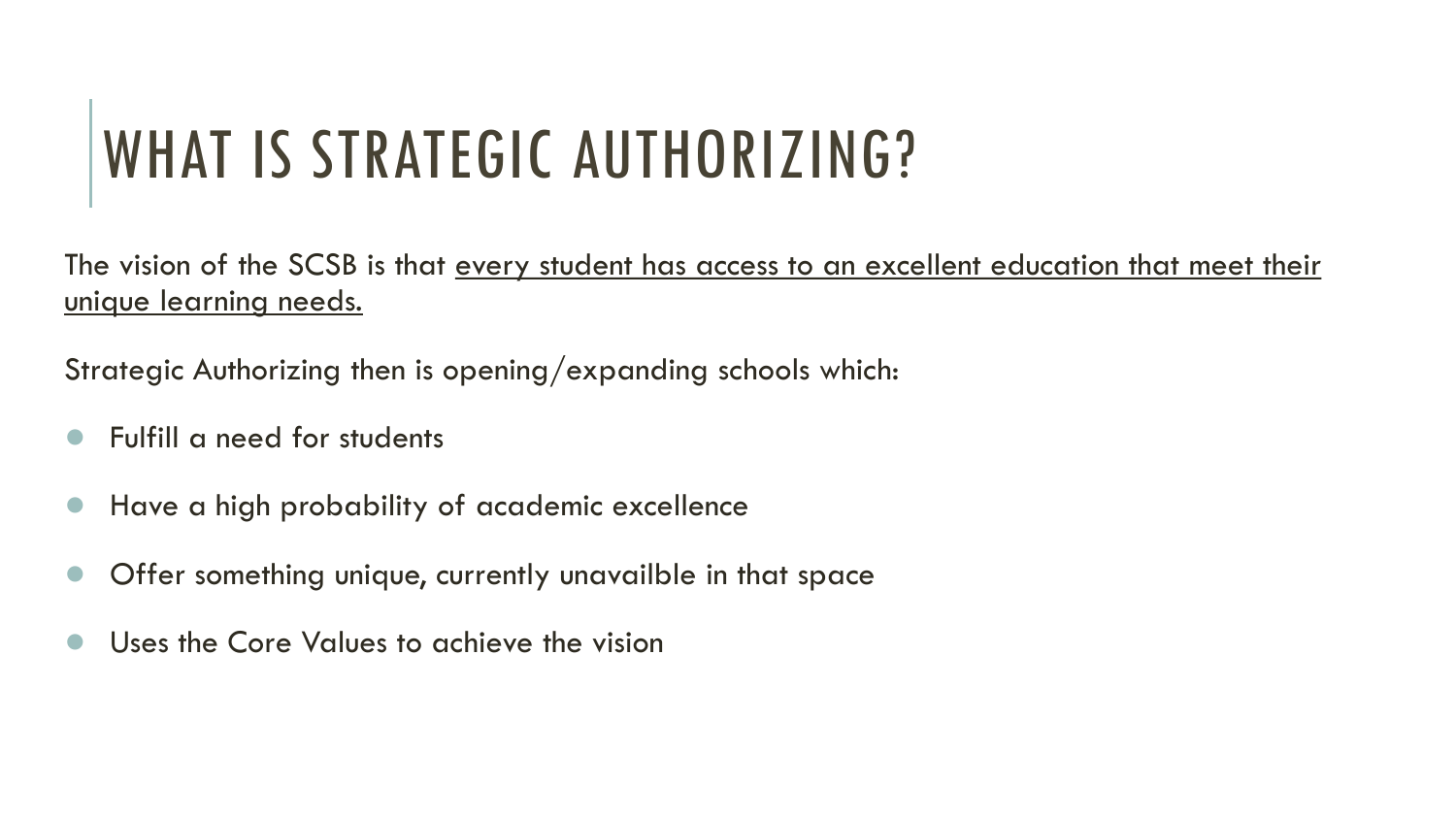# WHAT IS STRATEGIC AUTHORIZING?

The vision of the SCSB is that <u>every student has access to an excellent education that meet their unique learning needs.</u>

Strategic Authorizing then is opening/expanding schools which:

- Fulfill a need for students
- Have a high probability of academic excellence
- Offer something unique, currently unavailble in that space
- Uses the Core Values to achieve the vision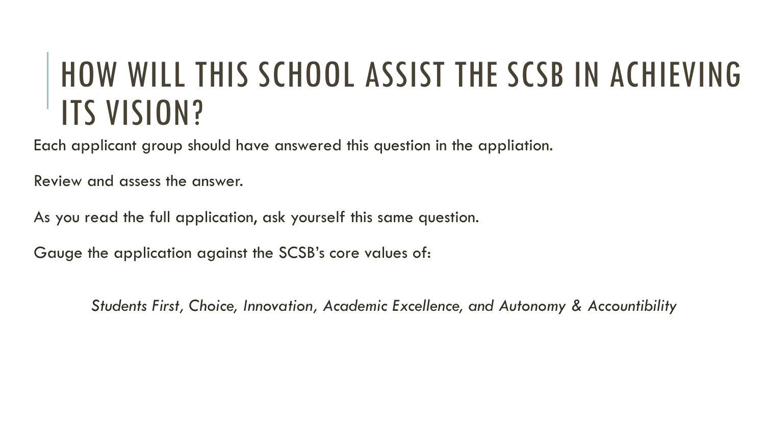# HOW WILL THIS SCHOOL ASSIST THE SCSB IN ACHIEVING ITS VISION?

Each applicant group should have answered this question in the appliation.

Review and assess the answer.

As you read the full application, ask yourself this same question.

Gauge the application against the SCSB's core values of:

*Students First, Choice, Innovation, Academic Excellence, and Autonomy & Accountibility*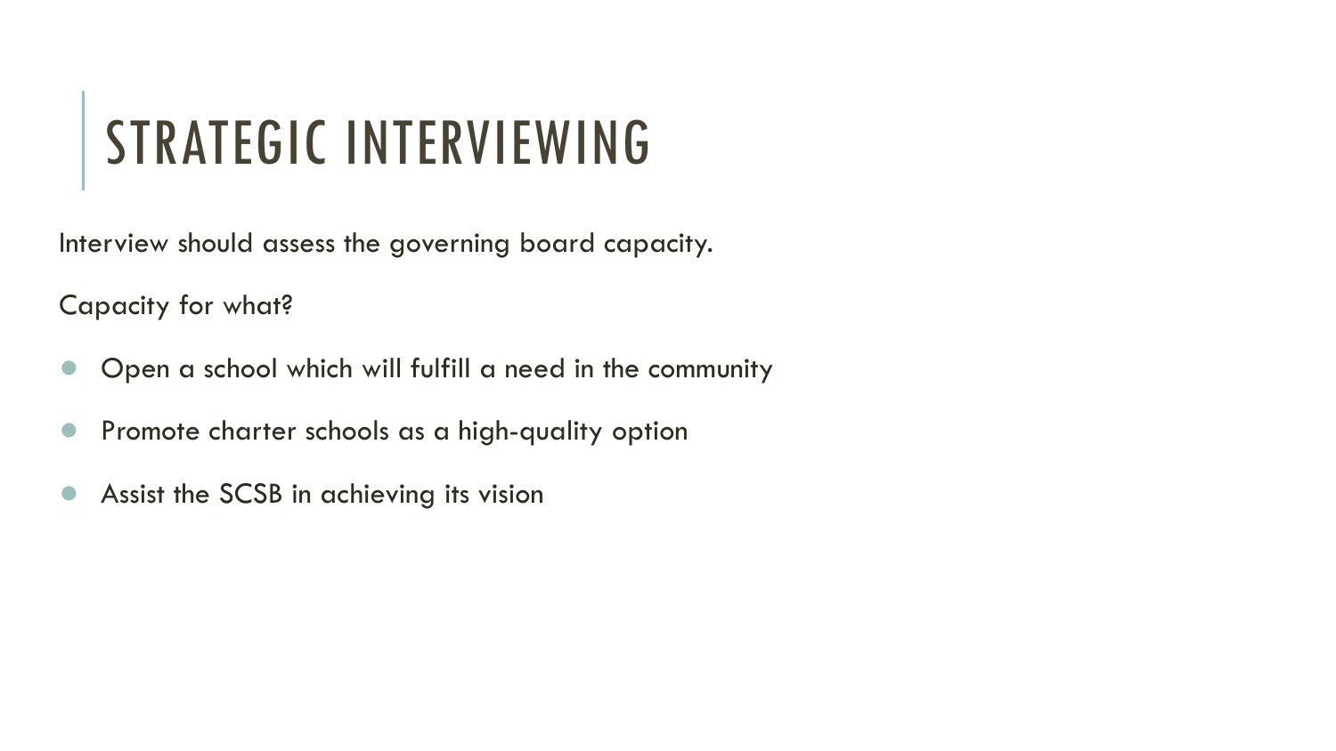# STRATEGIC INTERVIEWING

Interview should assess the governing board capacity.

Capacity for what?

- Open a school which will fulfill a need in the community
- Promote charter schools as a high-quality option
- Assist the SCSB in achieving its vision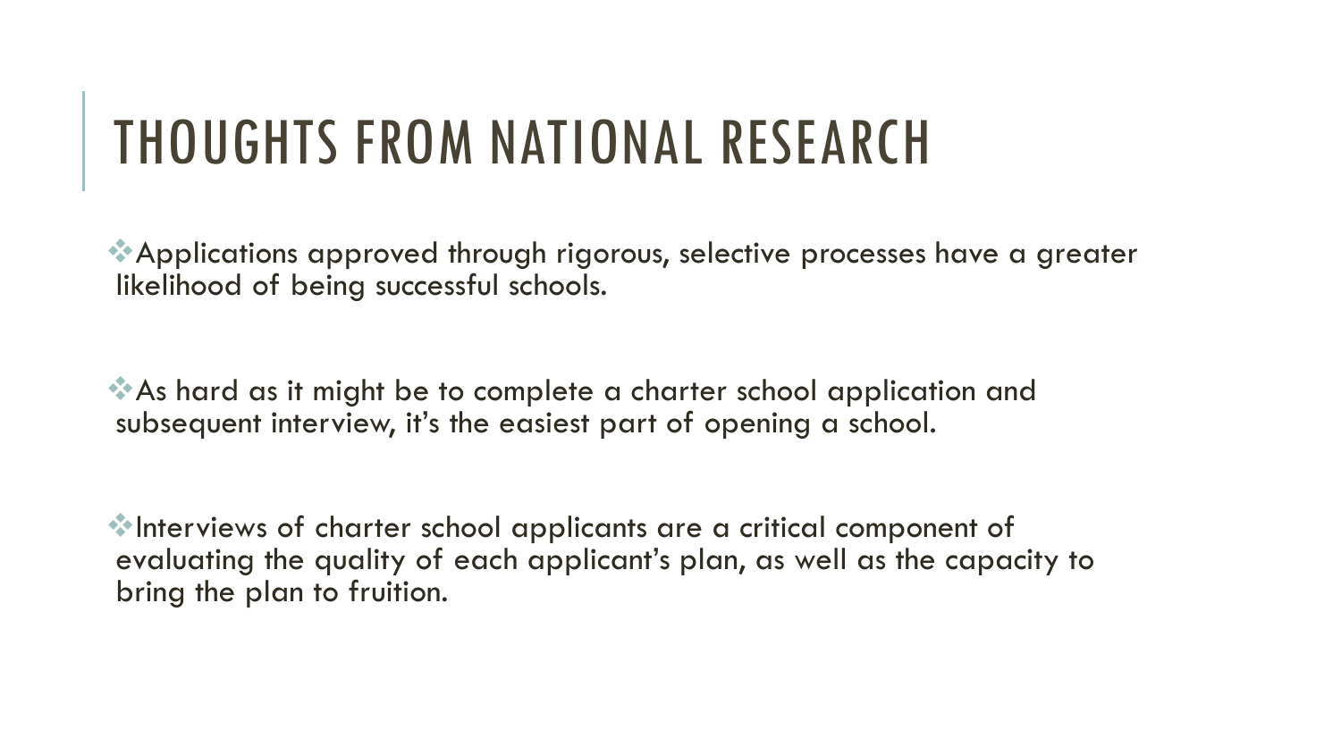# THOUGHTS FROM NATIONAL RESEARCH

- Applications approved through rigorous, selective processes have a greater likelihood of being successful schools.

- As hard as it might be to complete a charter school application and subsequent interview, it's the easiest part of opening a school.

- Interviews of charter school applicants are a critical component of evaluating the quality of each applicant's plan, as well as the capacity to bring the plan to fruition.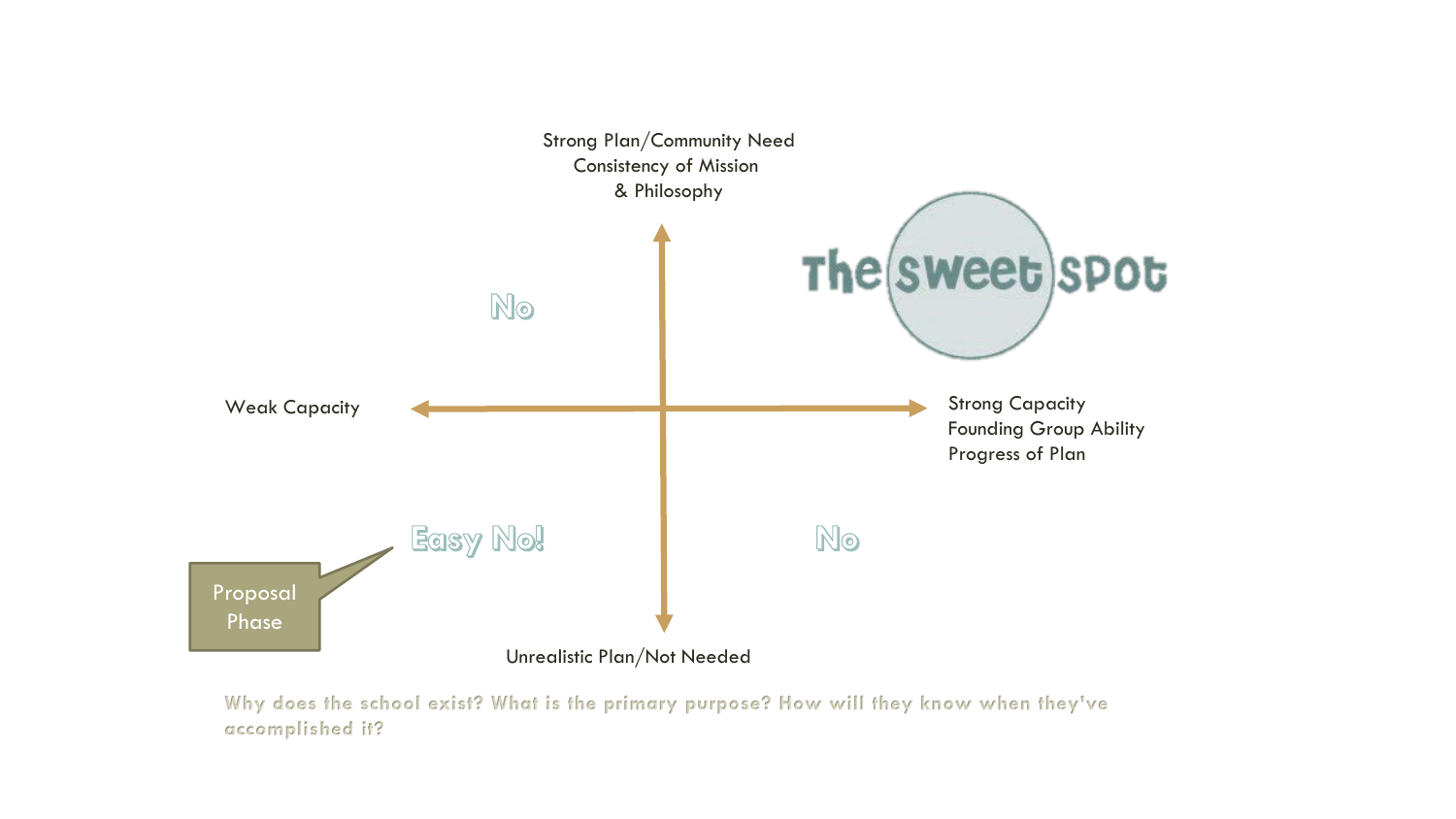Strong Plan/Community Need
Consistency of Mission
& Philosophy

No

The sweet spot

Weak Capacity

Strong Capacity
Founding Group Ability
Progress of Plan

Easy No!

No

Proposal Phase

Unrealistic Plan/Not Needed

Why does the school exist? What is the primary purpose? How will they know when they've accomplished it?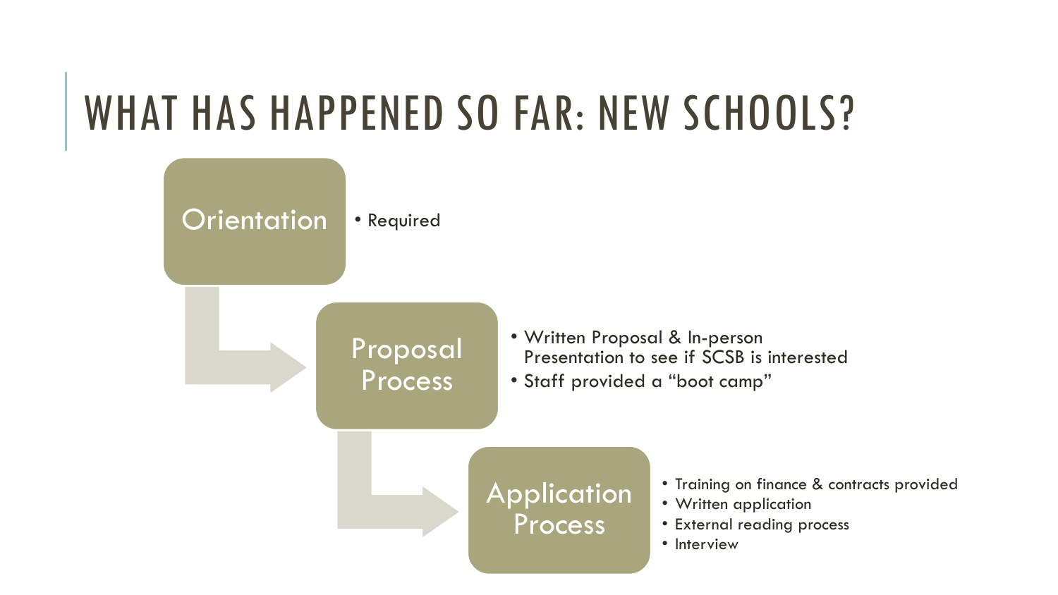# WHAT HAS HAPPENED SO FAR: NEW SCHOOLS?

## Orientation

- Required

## Proposal Process

- Written Proposal & In-person Presentation to see if SCSB is interested
- Staff provided a "boot camp"

## Application Process

- Training on finance & contracts provided
- Written application
- External reading process
- Interview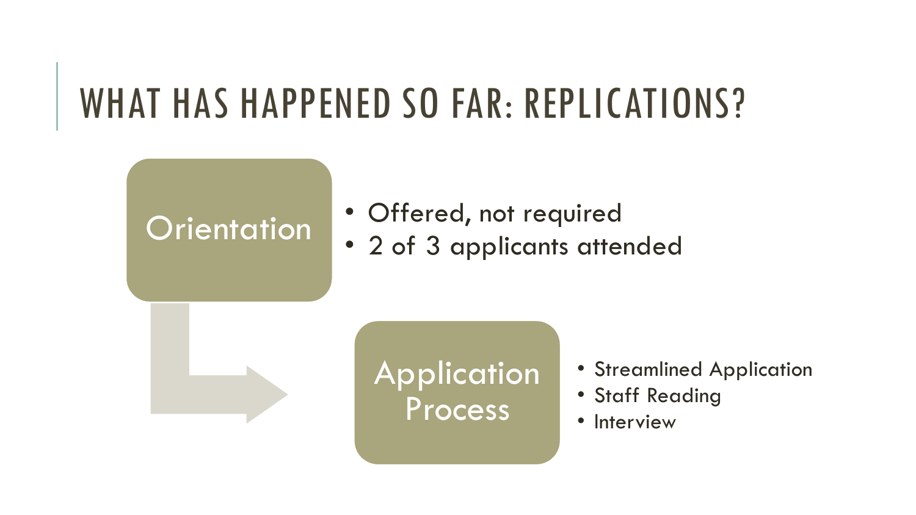# WHAT HAS HAPPENED SO FAR: REPLICATIONS?

## Orientation

- Offered, not required
- 2 of 3 applicants attended

## Application Process

- Streamlined Application
- Staff Reading
- Interview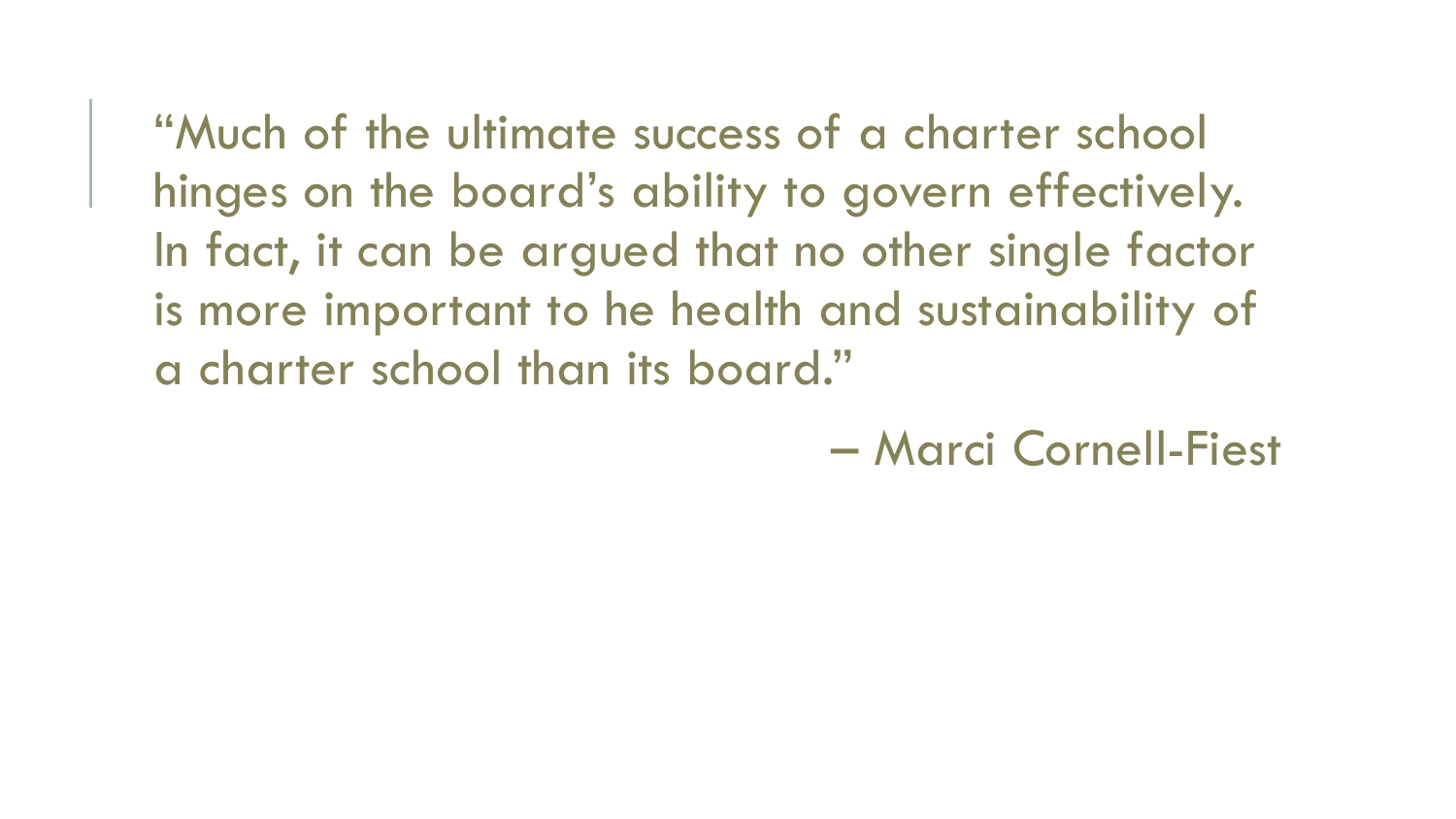> "Much of the ultimate success of a charter school hinges on the board's ability to govern effectively. In fact, it can be argued that no other single factor is more important to he health and sustainability of a charter school than its board."
>
> – Marci Cornell-Fiest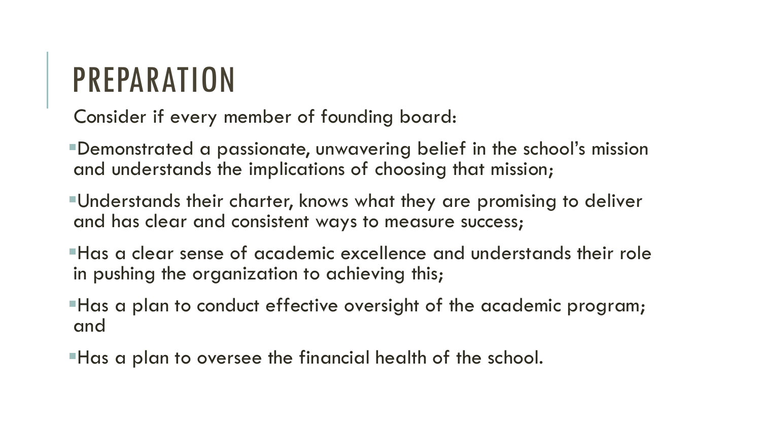# PREPARATION

Consider if every member of founding board:

- Demonstrated a passionate, unwavering belief in the school's mission and understands the implications of choosing that mission;
- Understands their charter, knows what they are promising to deliver and has clear and consistent ways to measure success;
- Has a clear sense of academic excellence and understands their role in pushing the organization to achieving this;
- Has a plan to conduct effective oversight of the academic program; and
- Has a plan to oversee the financial health of the school.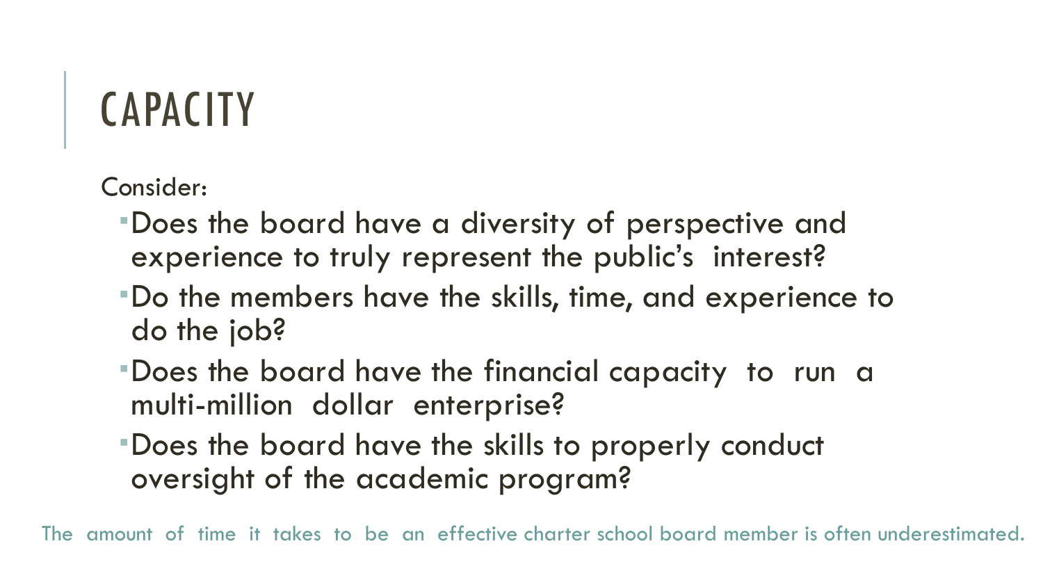# CAPACITY

Consider:

- Does the board have a diversity of perspective and experience to truly represent the public's interest?
- Do the members have the skills, time, and experience to do the job?
- Does the board have the financial capacity to run a multi-million dollar enterprise?
- Does the board have the skills to properly conduct oversight of the academic program?

The amount of time it takes to be an effective charter school board member is often underestimated.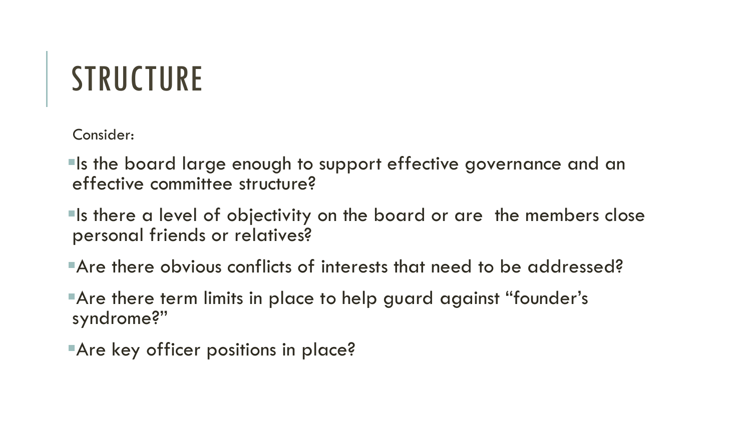# STRUCTURE

Consider:

- Is the board large enough to support effective governance and an effective committee structure?
- Is there a level of objectivity on the board or are  the members close personal friends or relatives?
- Are there obvious conflicts of interests that need to be addressed?
- Are there term limits in place to help guard against “founder’s syndrome?”
- Are key officer positions in place?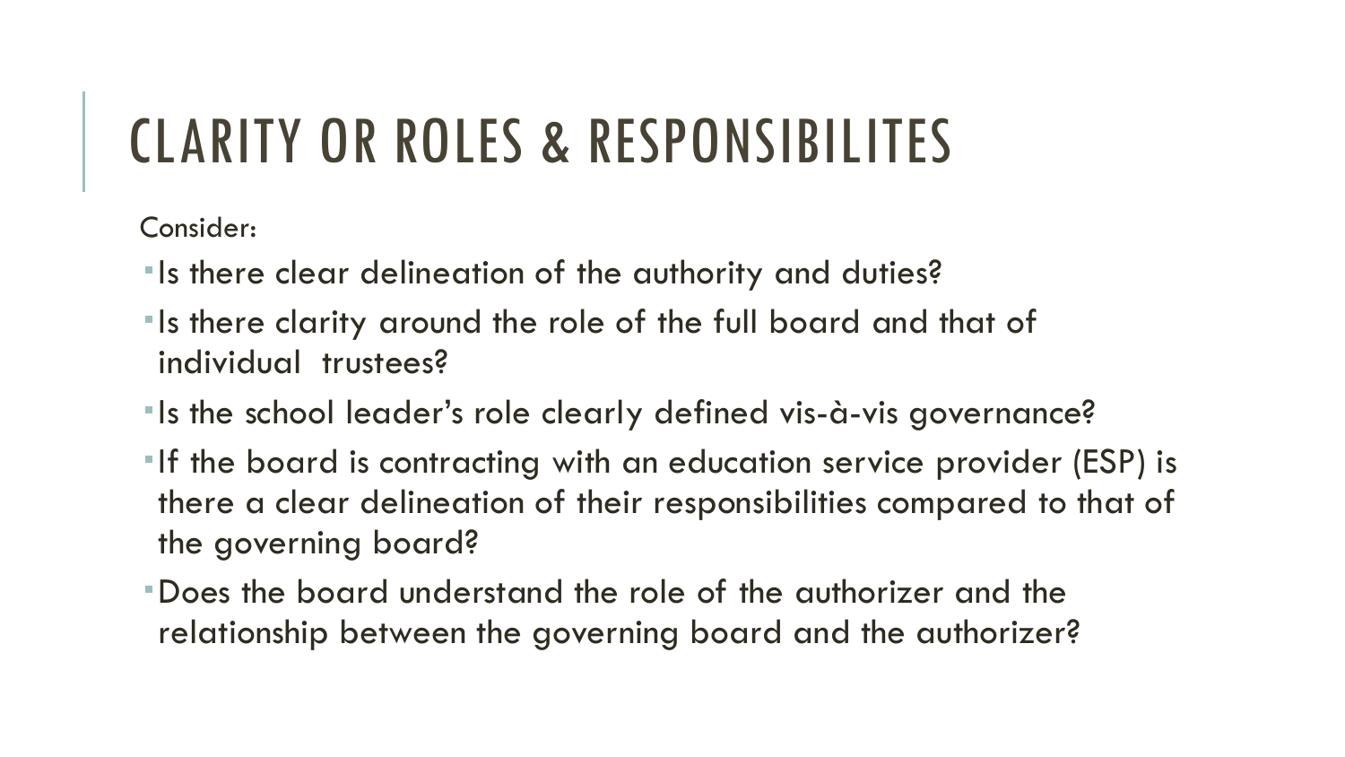# CLARITY OR ROLES & RESPONSIBILITES

Consider:

- Is there clear delineation of the authority and duties?
- Is there clarity around the role of the full board and that of individual trustees?
- Is the school leader's role clearly defined vis-à-vis governance?
- If the board is contracting with an education service provider (ESP) is there a clear delineation of their responsibilities compared to that of the governing board?
- Does the board understand the role of the authorizer and the relationship between the governing board and the authorizer?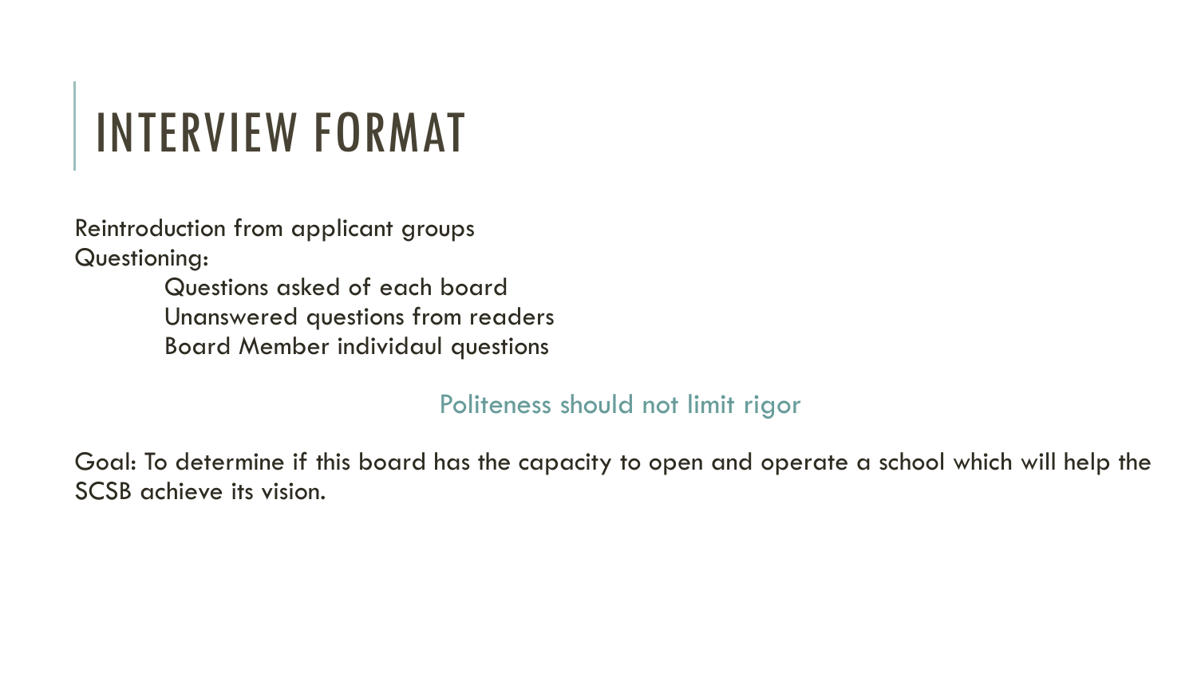# INTERVIEW FORMAT

Reintroduction from applicant groups

Questioning:

- Questions asked of each board
- Unanswered questions from readers
- Board Member individaul questions

Politeness should not limit rigor

Goal: To determine if this board has the capacity to open and operate a school which will help the SCSB achieve its vision.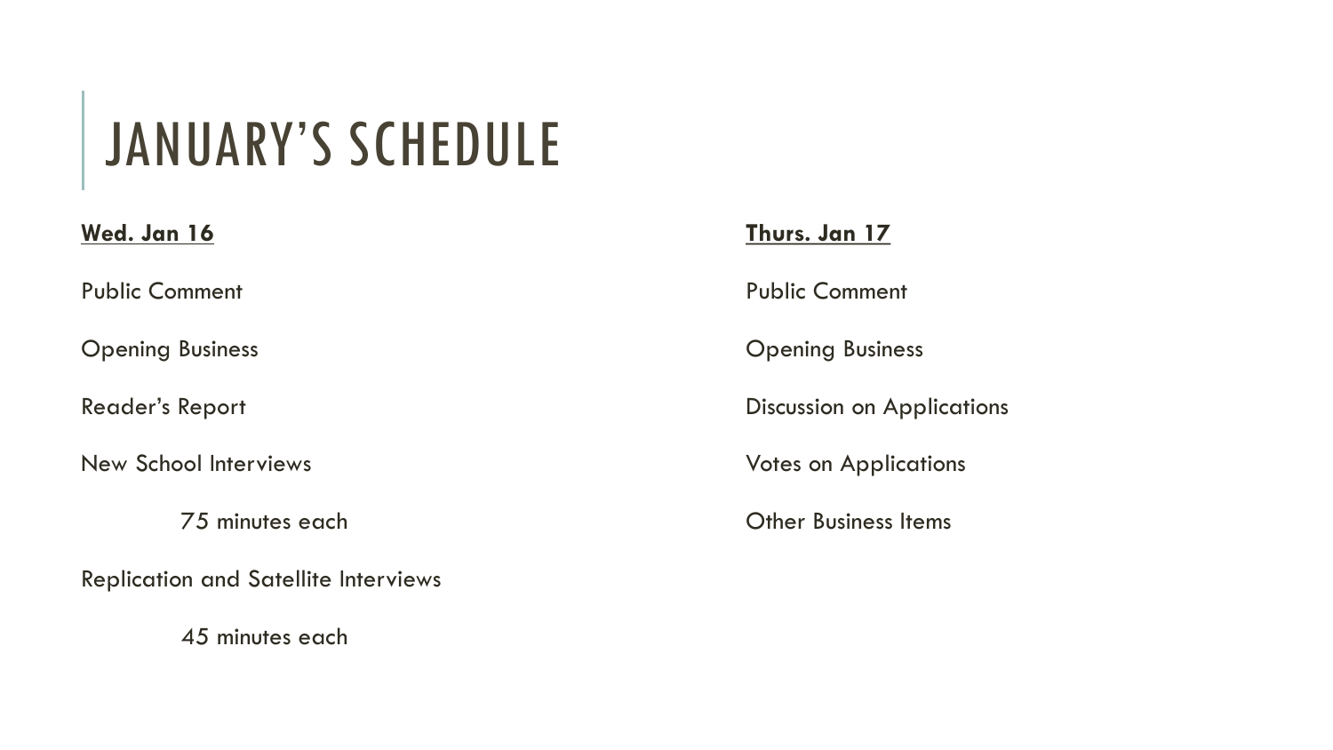# JANUARY'S SCHEDULE

**Wed. Jan 16**

Public Comment

Opening Business

Reader's Report

New School Interviews

- 75 minutes each

Replication and Satellite Interviews

- 45 minutes each

**Thurs. Jan 17**

Public Comment

Opening Business

Discussion on Applications

Votes on Applications

Other Business Items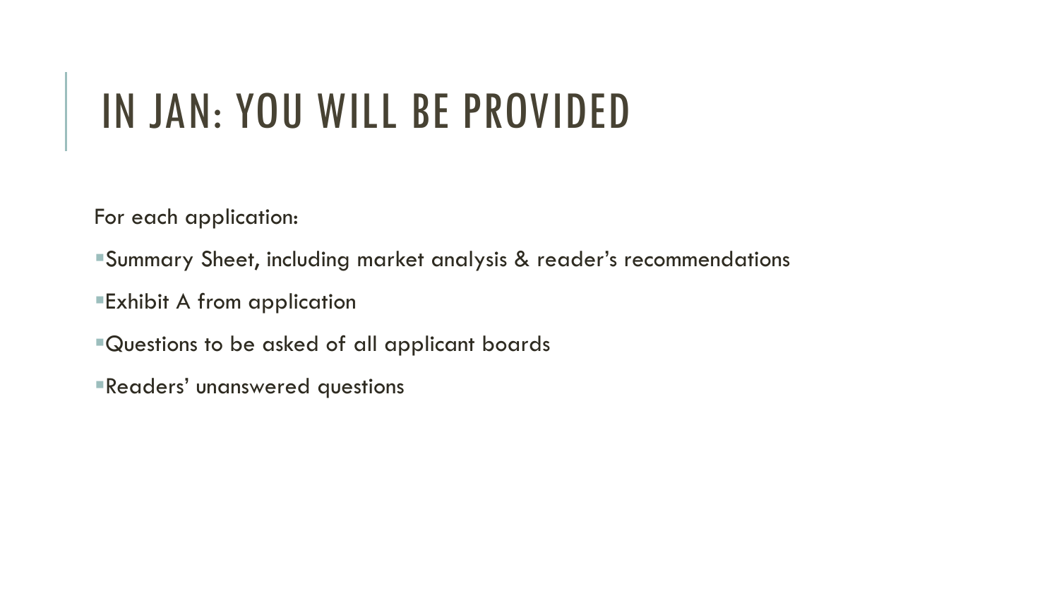# IN JAN: YOU WILL BE PROVIDED

For each application:

- Summary Sheet, including market analysis & reader's recommendations
- Exhibit A from application
- Questions to be asked of all applicant boards
- Readers' unanswered questions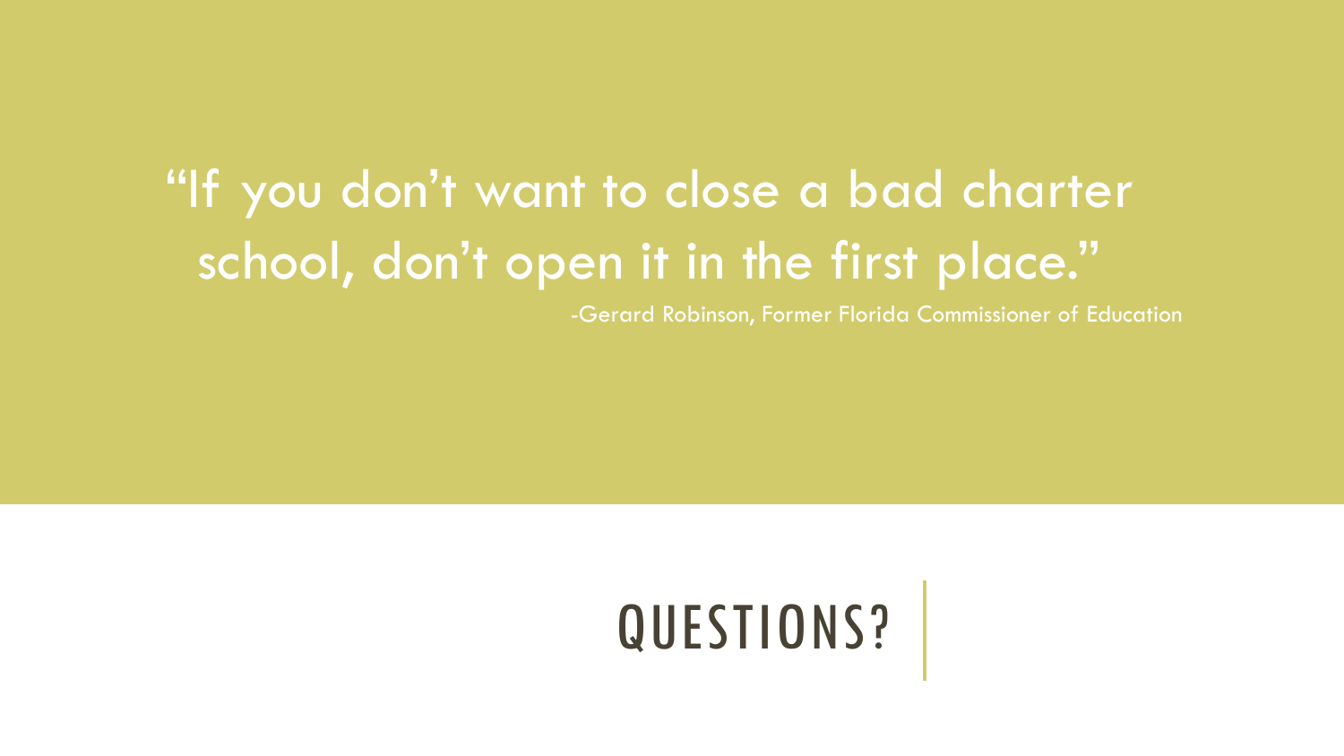"If you don't want to close a bad charter school, don't open it in the first place."

-Gerard Robinson, Former Florida Commissioner of Education

# QUESTIONS?